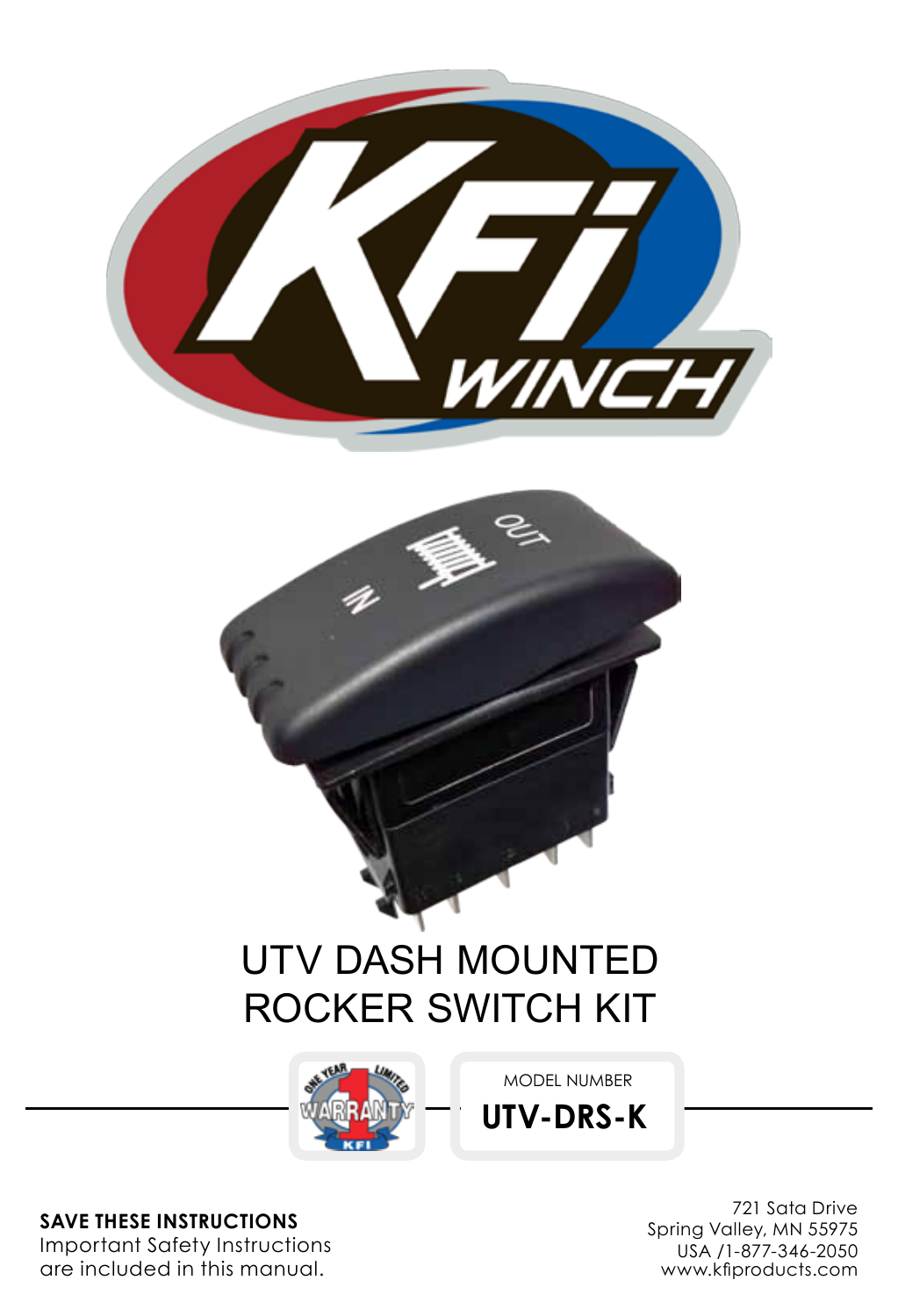# UTV DASH MOUNTED ROCKER SWITCH KIT

MODEL NUMBER

**UTV-DRS-K**

**SAVE THESE INSTRUCTIONS**

Important Safety Instructions are included in this manual.

721 Sata Drive
Spring Valley, MN 55975
USA /1-877-346-2050
www.kfiproducts.com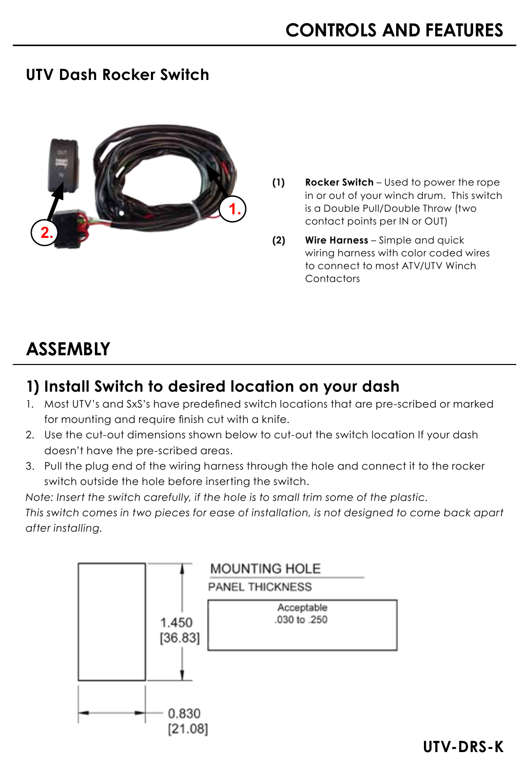# CONTROLS AND FEATURES

## UTV Dash Rocker Switch

**(1)** **Rocker Switch** – Used to power the rope in or out of your winch drum. This switch is a Double Pull/Double Throw (two contact points per IN or OUT)

**(2)** **Wire Harness** – Simple and quick wiring harness with color coded wires to connect to most ATV/UTV Winch Contactors

# ASSEMBLY

## 1) Install Switch to desired location on your dash

1. Most UTV's and SxS's have predefined switch locations that are pre-scribed or marked for mounting and require finish cut with a knife.
2. Use the cut-out dimensions shown below to cut-out the switch location If your dash doesn't have the pre-scribed areas.
3. Pull the plug end of the wiring harness through the hole and connect it to the rocker switch outside the hole before inserting the switch.

*Note: Insert the switch carefully, if the hole is to small trim some of the plastic.*
*This switch comes in two pieces for ease of installation, is not designed to come back apart after installing.*

MOUNTING HOLE

PANEL THICKNESS

Acceptable .030 to .250

1.450 [36.83]

0.830 [21.08]

**UTV-DRS-K**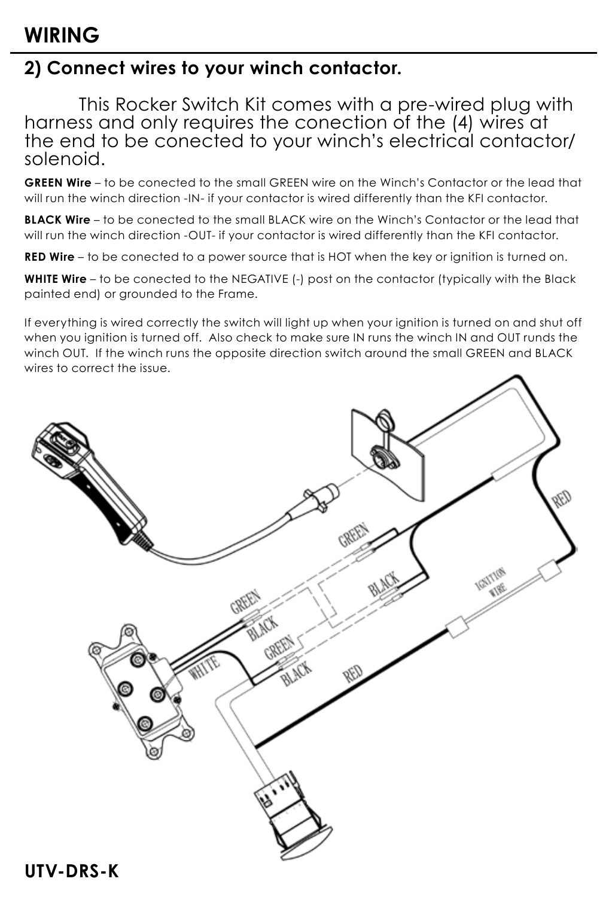# WIRING

## 2) Connect wires to your winch contactor.

This Rocker Switch Kit comes with a pre-wired plug with harness and only requires the conection of the (4) wires at the end to be conected to your winch's electrical contactor/ solenoid.

**GREEN Wire** – to be conected to the small GREEN wire on the Winch's Contactor or the lead that will run the winch direction -IN- if your contactor is wired differently than the KFI contactor.

**BLACK Wire** – to be conected to the small BLACK wire on the Winch's Contactor or the lead that will run the winch direction -OUT- if your contactor is wired differently than the KFI contactor.

**RED Wire** – to be conected to a power source that is HOT when the key or ignition is turned on.

**WHITE Wire** – to be conected to the NEGATIVE (-) post on the contactor (typically with the Black painted end) or grounded to the Frame.

If everything is wired correctly the switch will light up when your ignition is turned on and shut off when you ignition is turned off. Also check to make sure IN runs the winch IN and OUT runds the winch OUT. If the winch runs the opposite direction switch around the small GREEN and BLACK wires to correct the issue.

**UTV-DRS-K**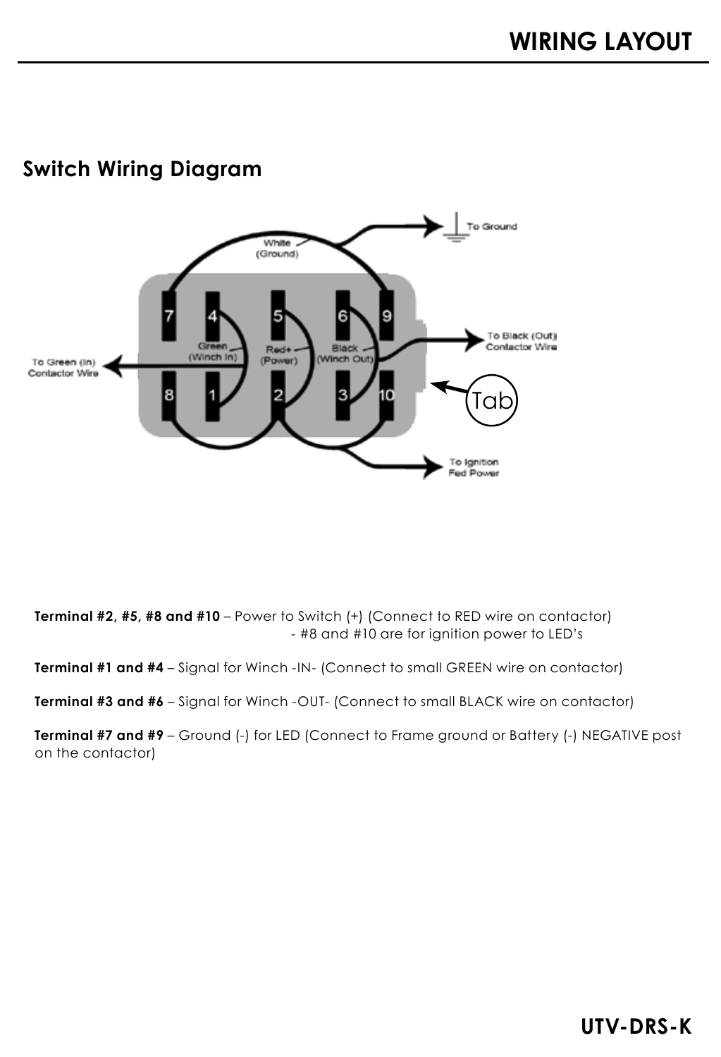# WIRING LAYOUT

## Switch Wiring Diagram

White (Ground)

To Ground

To Black (Out) Contactor Wire

To Green (In) Contactor Wire

Green (Winch In)

Red+ (Power)

Black (Winch Out)

Tab

To Ignition Fed Power

**Terminal #2, #5, #8 and #10** – Power to Switch (+) (Connect to RED wire on contactor)
- #8 and #10 are for ignition power to LED's

**Terminal #1 and #4** – Signal for Winch -IN- (Connect to small GREEN wire on contactor)

**Terminal #3 and #6** – Signal for Winch -OUT- (Connect to small BLACK wire on contactor)

**Terminal #7 and #9** – Ground (-) for LED (Connect to Frame ground or Battery (-) NEGATIVE post on the contactor)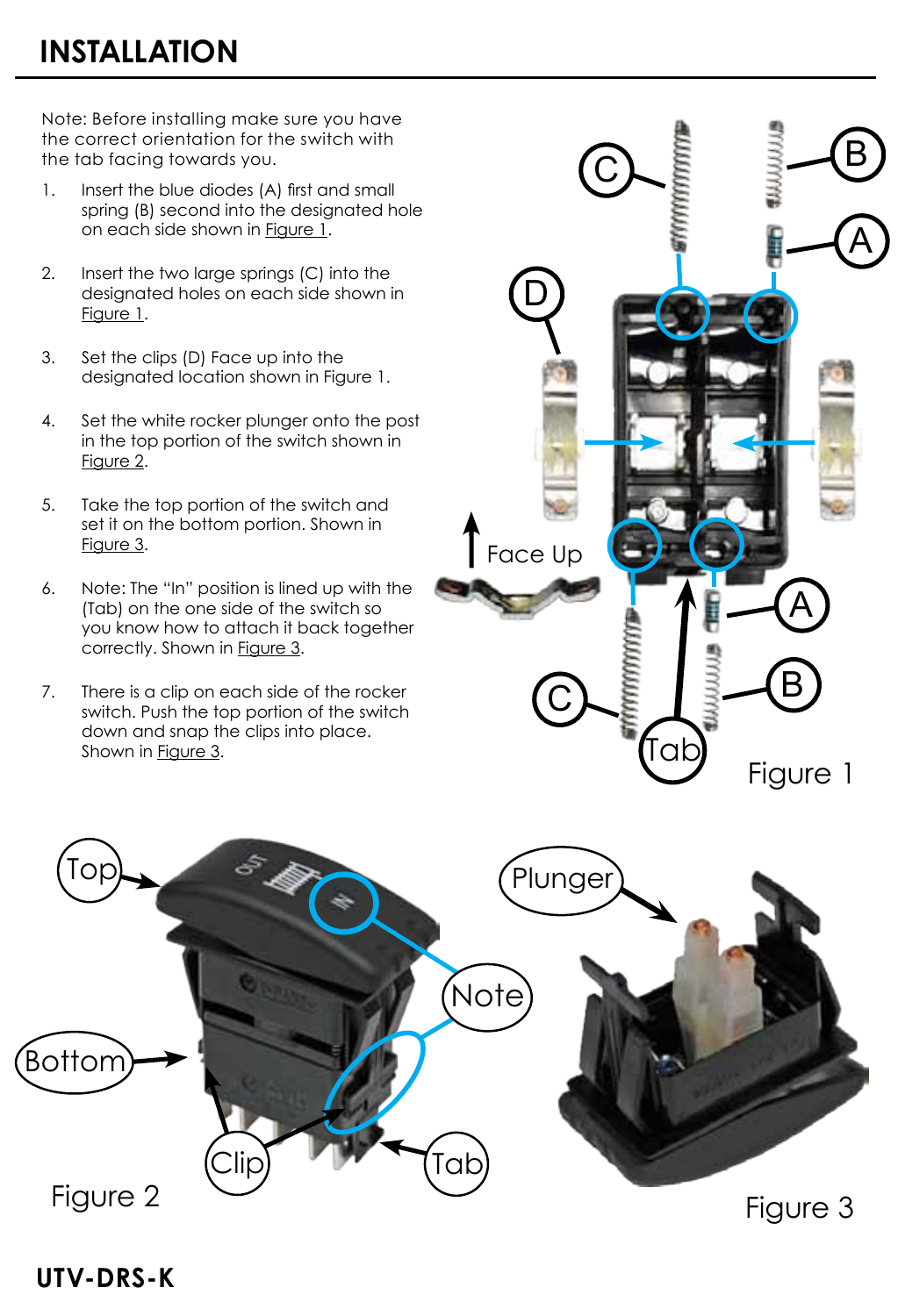# INSTALLATION

Note: Before installing make sure you have the correct orientation for the switch with the tab facing towards you.

1. Insert the blue diodes (A) first and small spring (B) second into the designated hole on each side shown in Figure 1.

2. Insert the two large springs (C) into the designated holes on each side shown in Figure 1.

3. Set the clips (D) Face up into the designated location shown in Figure 1.

4. Set the white rocker plunger onto the post in the top portion of the switch shown in Figure 2.

5. Take the top portion of the switch and set it on the bottom portion. Shown in Figure 3.

6. Note: The "In" position is lined up with the (Tab) on the one side of the switch so you know how to attach it back together correctly. Shown in Figure 3.

7. There is a clip on each side of the rocker switch. Push the top portion of the switch down and snap the clips into place. Shown in Figure 3.

Figure 1

Figure 2

Figure 3

**UTV-DRS-K**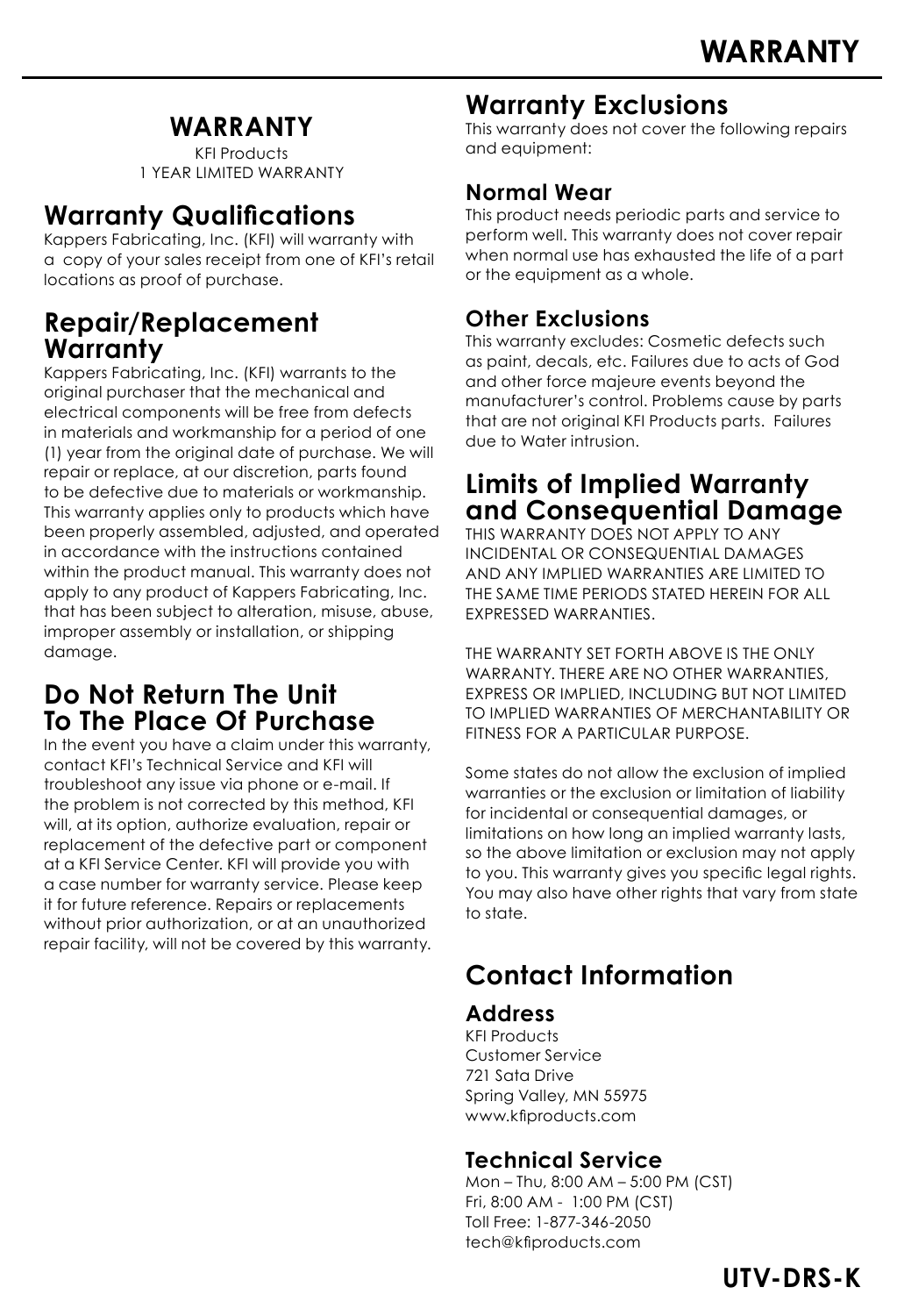# WARRANTY

## WARRANTY

KFI Products
1 YEAR LIMITED WARRANTY

## Warranty Qualifications

Kappers Fabricating, Inc. (KFI) will warranty with a copy of your sales receipt from one of KFI's retail locations as proof of purchase.

## Repair/Replacement Warranty

Kappers Fabricating, Inc. (KFI) warrants to the original purchaser that the mechanical and electrical components will be free from defects in materials and workmanship for a period of one (1) year from the original date of purchase. We will repair or replace, at our discretion, parts found to be defective due to materials or workmanship. This warranty applies only to products which have been properly assembled, adjusted, and operated in accordance with the instructions contained within the product manual. This warranty does not apply to any product of Kappers Fabricating, Inc. that has been subject to alteration, misuse, abuse, improper assembly or installation, or shipping damage.

## Do Not Return The Unit To The Place Of Purchase

In the event you have a claim under this warranty, contact KFI's Technical Service and KFI will troubleshoot any issue via phone or e-mail. If the problem is not corrected by this method, KFI will, at its option, authorize evaluation, repair or replacement of the defective part or component at a KFI Service Center. KFI will provide you with a case number for warranty service. Please keep it for future reference. Repairs or replacements without prior authorization, or at an unauthorized repair facility, will not be covered by this warranty.

## Warranty Exclusions

This warranty does not cover the following repairs and equipment:

### Normal Wear

This product needs periodic parts and service to perform well. This warranty does not cover repair when normal use has exhausted the life of a part or the equipment as a whole.

### Other Exclusions

This warranty excludes: Cosmetic defects such as paint, decals, etc. Failures due to acts of God and other force majeure events beyond the manufacturer's control. Problems cause by parts that are not original KFI Products parts. Failures due to Water intrusion.

## Limits of Implied Warranty and Consequential Damage

THIS WARRANTY DOES NOT APPLY TO ANY INCIDENTAL OR CONSEQUENTIAL DAMAGES AND ANY IMPLIED WARRANTIES ARE LIMITED TO THE SAME TIME PERIODS STATED HEREIN FOR ALL EXPRESSED WARRANTIES.

THE WARRANTY SET FORTH ABOVE IS THE ONLY WARRANTY. THERE ARE NO OTHER WARRANTIES, EXPRESS OR IMPLIED, INCLUDING BUT NOT LIMITED TO IMPLIED WARRANTIES OF MERCHANTABILITY OR FITNESS FOR A PARTICULAR PURPOSE.

Some states do not allow the exclusion of implied warranties or the exclusion or limitation of liability for incidental or consequential damages, or limitations on how long an implied warranty lasts, so the above limitation or exclusion may not apply to you. This warranty gives you specific legal rights. You may also have other rights that vary from state to state.

## Contact Information

### Address

KFI Products
Customer Service
721 Sata Drive
Spring Valley, MN 55975
www.kfiproducts.com

### Technical Service

Mon – Thu, 8:00 AM – 5:00 PM (CST)
Fri, 8:00 AM - 1:00 PM (CST)
Toll Free: 1-877-346-2050
tech@kfiproducts.com

**UTV-DRS-K**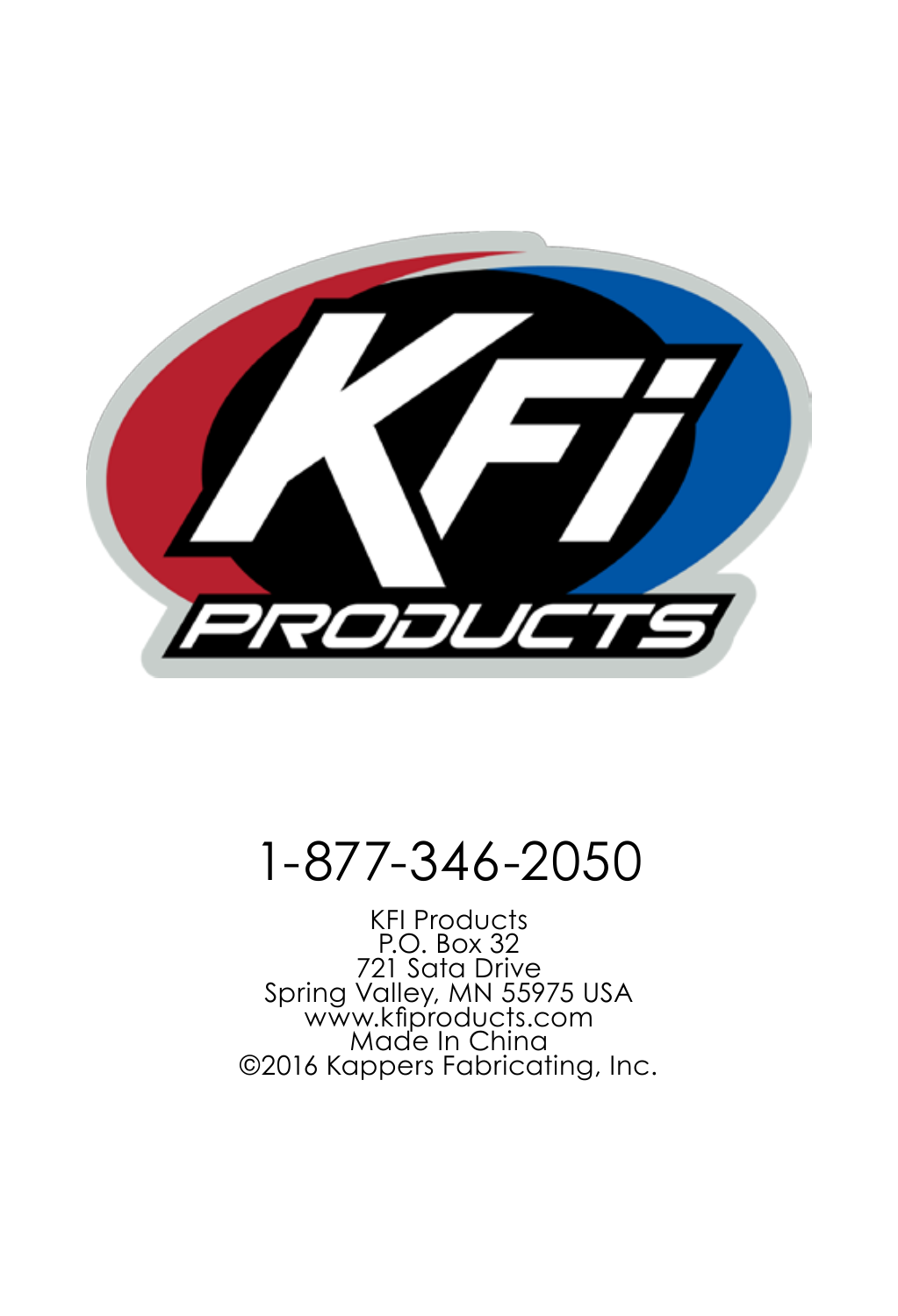1-877-346-2050

KFI Products
P.O. Box 32
721 Sata Drive
Spring Valley, MN 55975 USA
www.kfiproducts.com
Made In China
©2016 Kappers Fabricating, Inc.